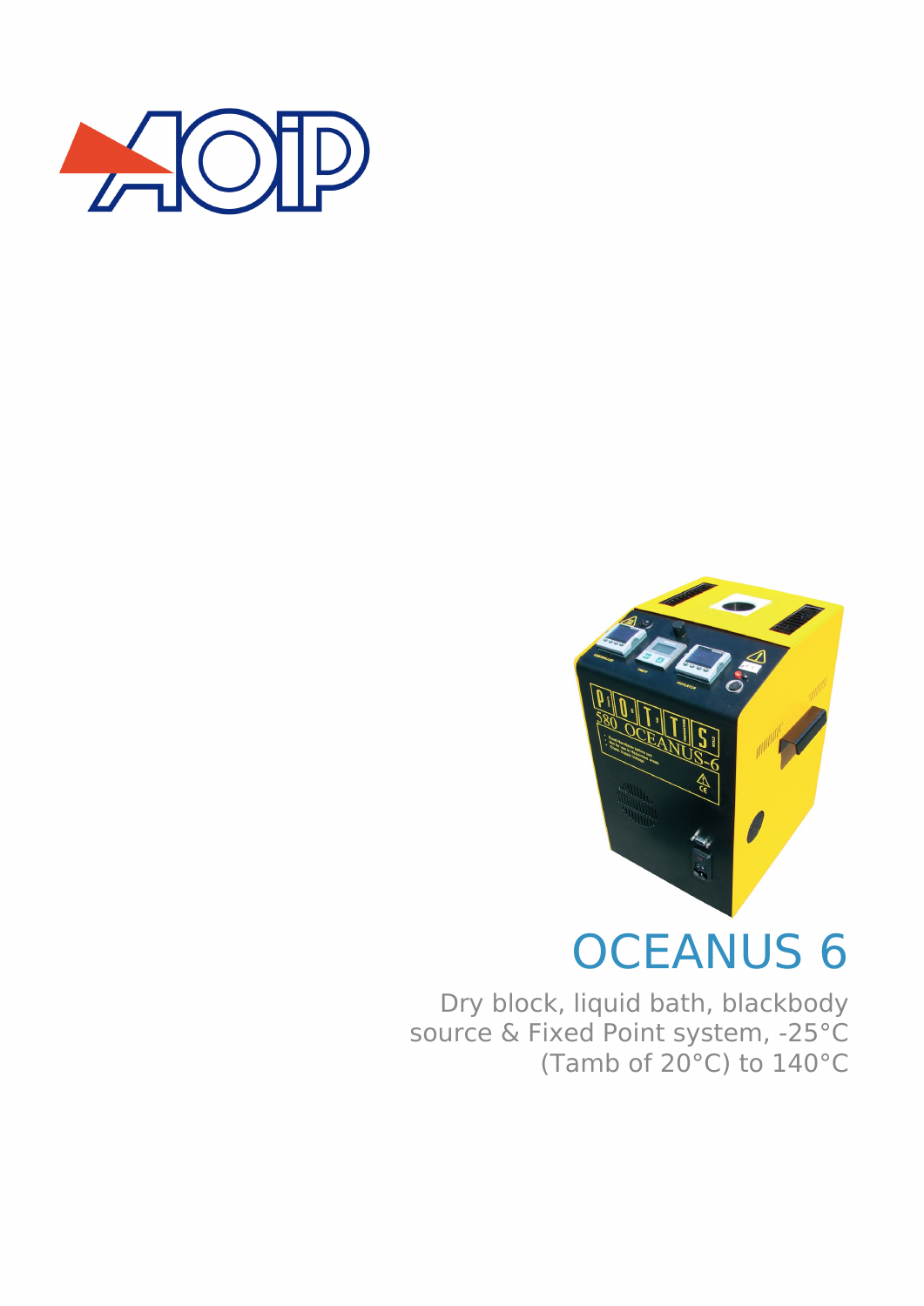# OCEANUS 6

Dry block, liquid bath, blackbody source & Fixed Point system, -25°C (Tamb of 20°C) to 140°C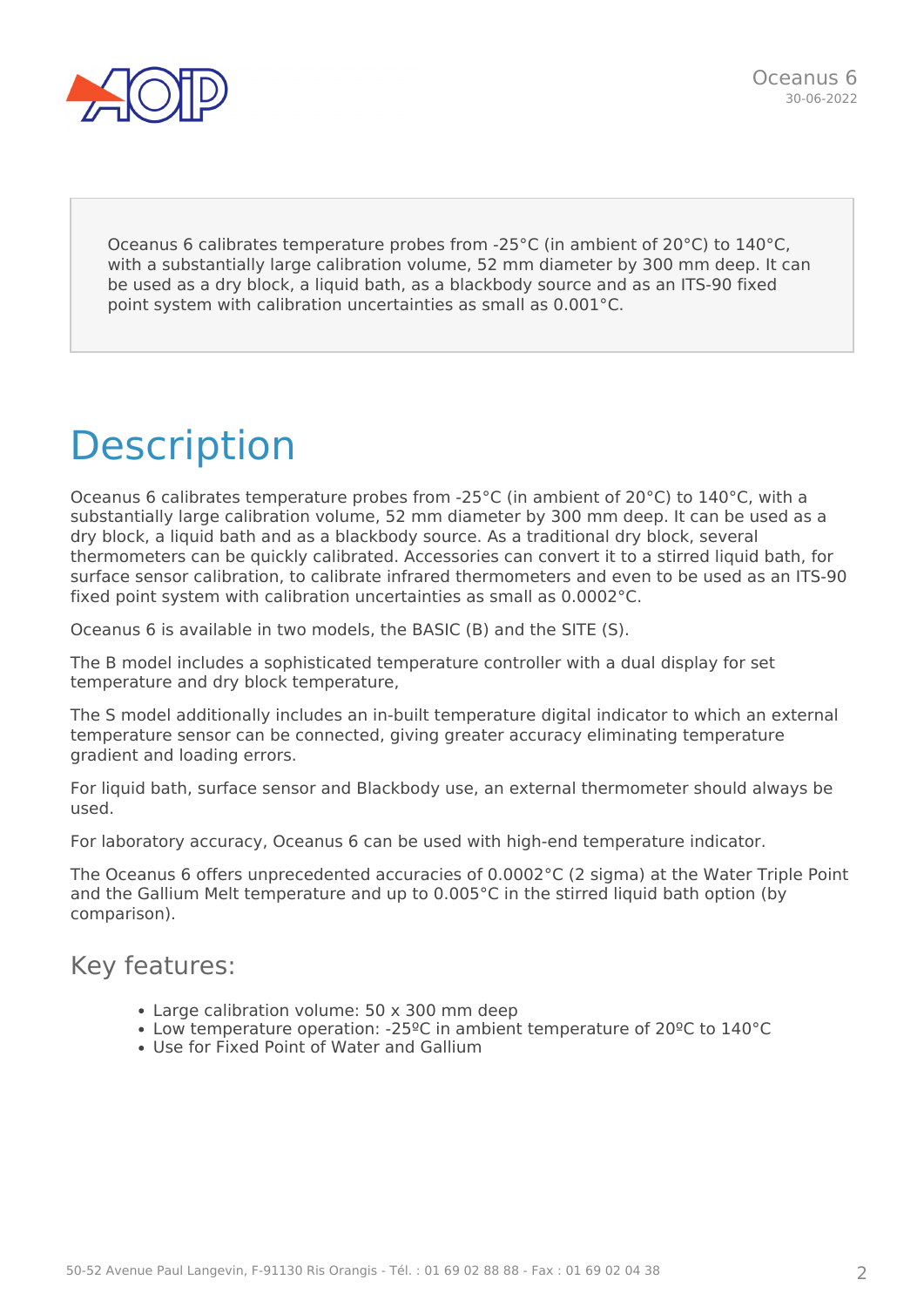Oceanus 6 calibrates temperature probes from -25°C (in ambient of 20°C) to 140°C, with a substantially large calibration volume, 52 mm diameter by 300 mm deep. It can be used as a dry block, a liquid bath, as a blackbody source and as an ITS-90 fixed point system with calibration uncertainties as small as 0.001°C.

# Description

Oceanus 6 calibrates temperature probes from -25°C (in ambient of 20°C) to 140°C, with a substantially large calibration volume, 52 mm diameter by 300 mm deep. It can be used as a dry block, a liquid bath and as a blackbody source. As a traditional dry block, several thermometers can be quickly calibrated. Accessories can convert it to a stirred liquid bath, for surface sensor calibration, to calibrate infrared thermometers and even to be used as an ITS-90 fixed point system with calibration uncertainties as small as 0.0002°C.

Oceanus 6 is available in two models, the BASIC (B) and the SITE (S).

The B model includes a sophisticated temperature controller with a dual display for set temperature and dry block temperature,

The S model additionally includes an in-built temperature digital indicator to which an external temperature sensor can be connected, giving greater accuracy eliminating temperature gradient and loading errors.

For liquid bath, surface sensor and Blackbody use, an external thermometer should always be used.

For laboratory accuracy, Oceanus 6 can be used with high-end temperature indicator.

The Oceanus 6 offers unprecedented accuracies of 0.0002°C (2 sigma) at the Water Triple Point and the Gallium Melt temperature and up to 0.005°C in the stirred liquid bath option (by comparison).

## Key features:

- Large calibration volume: 50 x 300 mm deep
- Low temperature operation: -25ºC in ambient temperature of 20ºC to 140°C
- Use for Fixed Point of Water and Gallium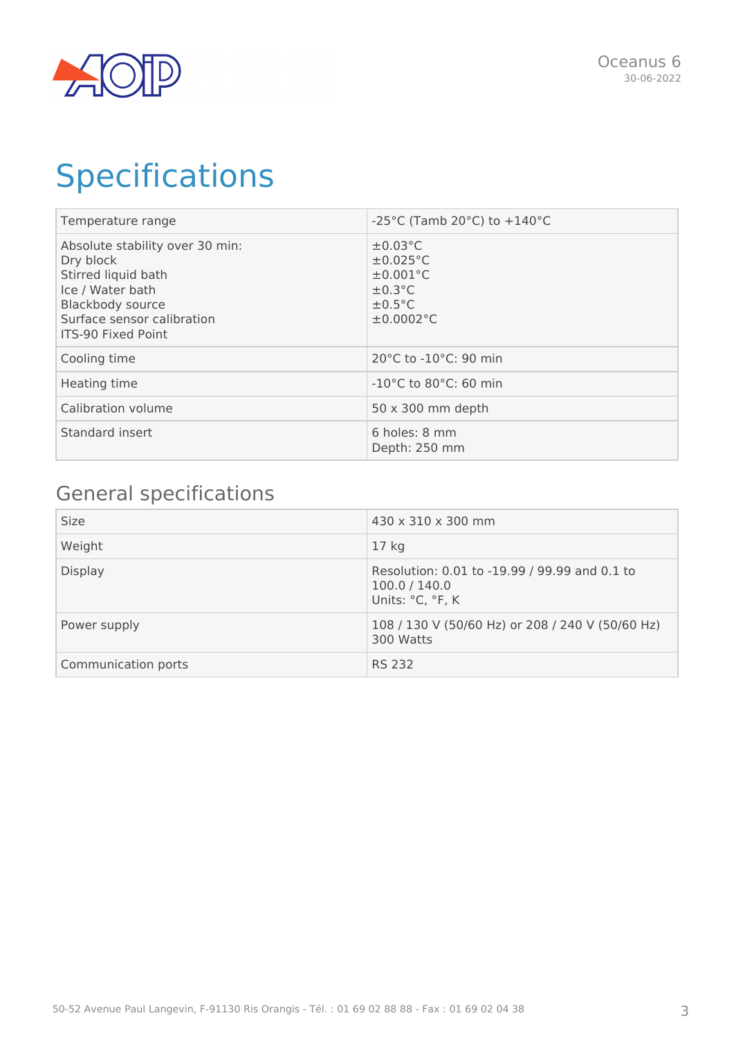# Specifications

| | |
|---|---|
| Temperature range | -25°C (Tamb 20°C) to +140°C |
| Absolute stability over 30 min:<br>Dry block<br>Stirred liquid bath<br>Ice / Water bath<br>Blackbody source<br>Surface sensor calibration<br>ITS-90 Fixed Point | ±0.03°C<br>±0.025°C<br>±0.001°C<br>±0.3°C<br>±0.5°C<br>±0.0002°C |
| Cooling time | 20°C to -10°C: 90 min |
| Heating time | -10°C to 80°C: 60 min |
| Calibration volume | 50 x 300 mm depth |
| Standard insert | 6 holes: 8 mm<br>Depth: 250 mm |

## General specifications

| | |
|---|---|
| Size | 430 x 310 x 300 mm |
| Weight | 17 kg |
| Display | Resolution: 0.01 to -19.99 / 99.99 and 0.1 to 100.0 / 140.0<br>Units: °C, °F, K |
| Power supply | 108 / 130 V (50/60 Hz) or 208 / 240 V (50/60 Hz)<br>300 Watts |
| Communication ports | RS 232 |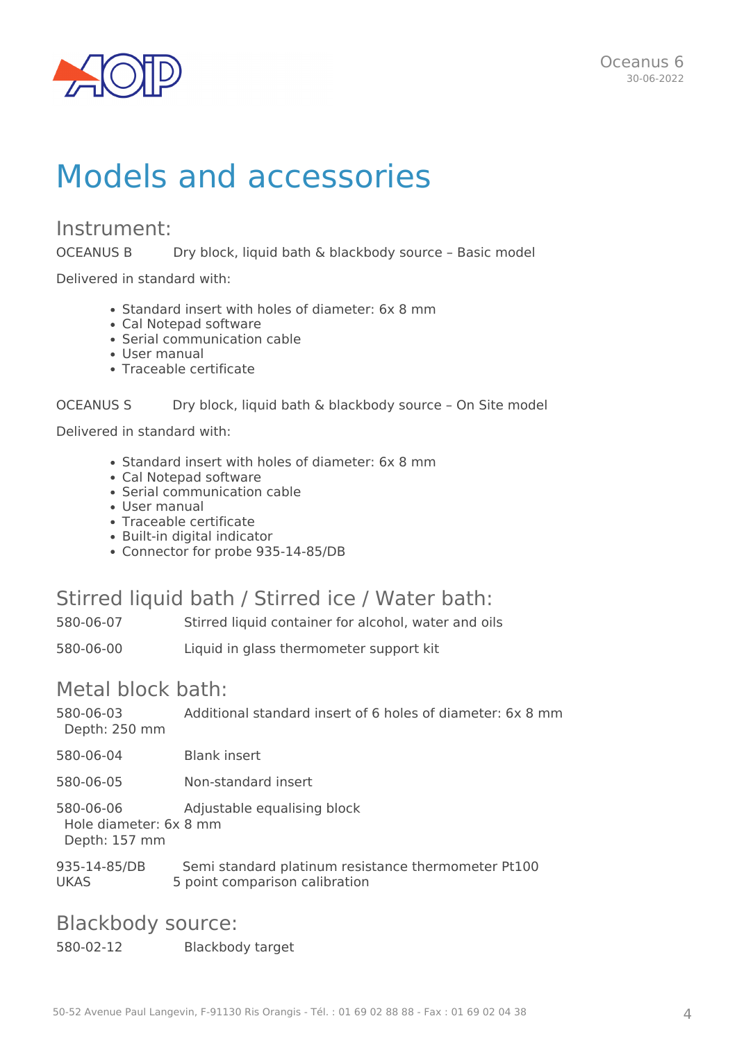# Models and accessories

## Instrument:

OCEANUS B Dry block, liquid bath & blackbody source – Basic model

Delivered in standard with:

- Standard insert with holes of diameter: 6x 8 mm
- Cal Notepad software
- Serial communication cable
- User manual
- Traceable certificate

OCEANUS S Dry block, liquid bath & blackbody source – On Site model

Delivered in standard with:

- Standard insert with holes of diameter: 6x 8 mm
- Cal Notepad software
- Serial communication cable
- User manual
- Traceable certificate
- Built-in digital indicator
- Connector for probe 935-14-85/DB

## Stirred liquid bath / Stirred ice / Water bath:

580-06-07 Stirred liquid container for alcohol, water and oils

580-06-00 Liquid in glass thermometer support kit

## Metal block bath:

580-06-03 Additional standard insert of 6 holes of diameter: 6x 8 mm
Depth: 250 mm

580-06-04 Blank insert

580-06-05 Non-standard insert

580-06-06 Adjustable equalising block
Hole diameter: 6x 8 mm
Depth: 157 mm

935-14-85/DB Semi standard platinum resistance thermometer Pt100
UKAS 5 point comparison calibration

## Blackbody source:

580-02-12 Blackbody target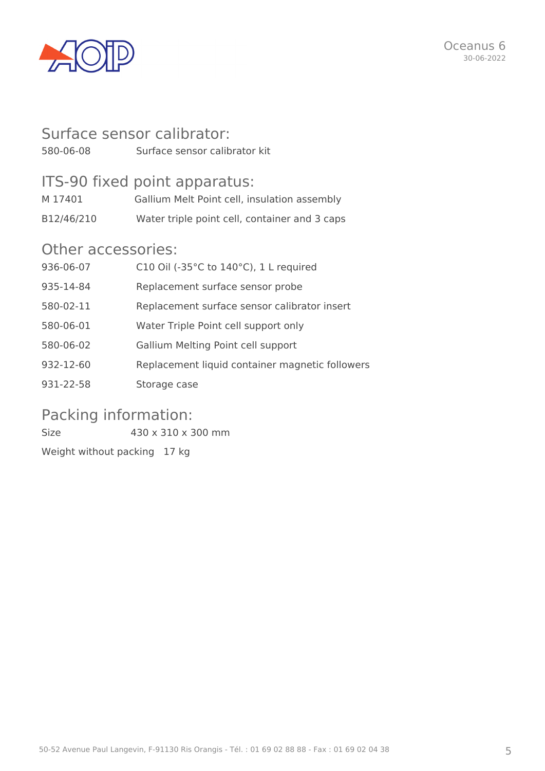## Surface sensor calibrator:

| | |
|---|---|
| 580-06-08 | Surface sensor calibrator kit |

## ITS-90 fixed point apparatus:

| | |
|---|---|
| M 17401 | Gallium Melt Point cell, insulation assembly |
| B12/46/210 | Water triple point cell, container and 3 caps |

## Other accessories:

| | |
|---|---|
| 936-06-07 | C10 Oil (-35°C to 140°C), 1 L required |
| 935-14-84 | Replacement surface sensor probe |
| 580-02-11 | Replacement surface sensor calibrator insert |
| 580-06-01 | Water Triple Point cell support only |
| 580-06-02 | Gallium Melting Point cell support |
| 932-12-60 | Replacement liquid container magnetic followers |
| 931-22-58 | Storage case |

## Packing information:

| | |
|---|---|
| Size | 430 x 310 x 300 mm |
| Weight without packing | 17 kg |